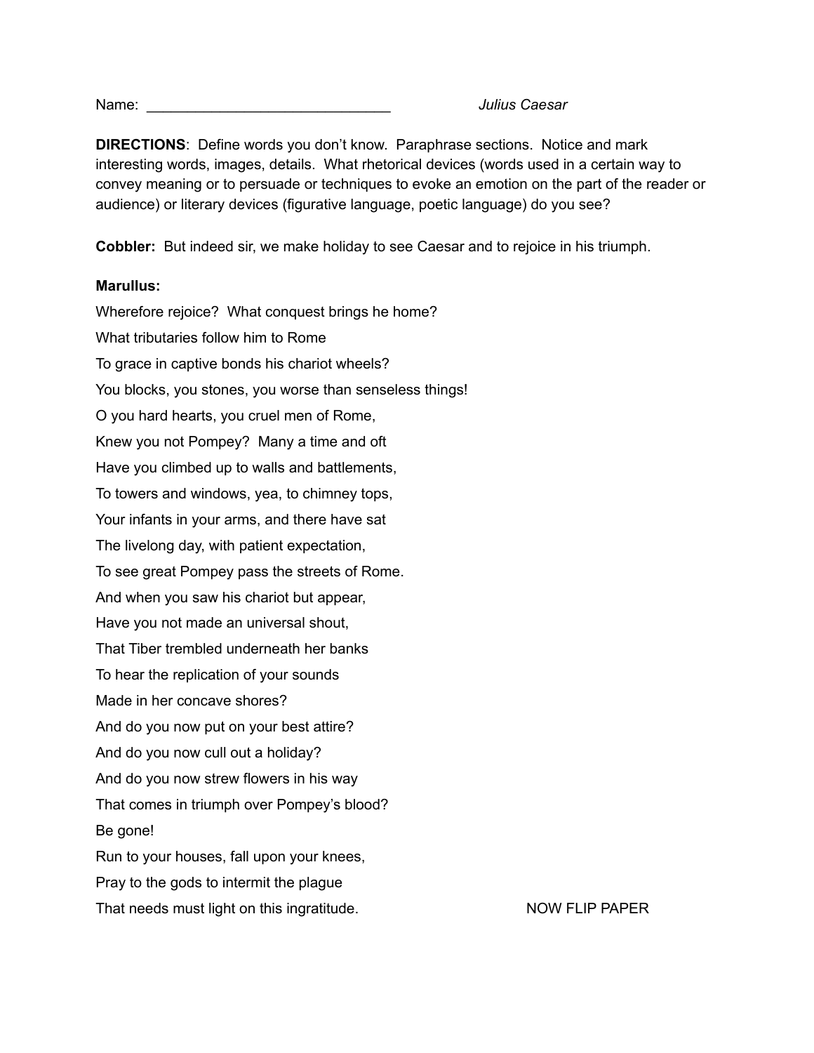Name: ______________________________ *Julius Caesar*

**DIRECTIONS**: Define words you don't know. Paraphrase sections. Notice and mark interesting words, images, details. What rhetorical devices (words used in a certain way to convey meaning or to persuade or techniques to evoke an emotion on the part of the reader or audience) or literary devices (figurative language, poetic language) do you see?

**Cobbler:** But indeed sir, we make holiday to see Caesar and to rejoice in his triumph.

**Marullus:**

Wherefore rejoice? What conquest brings he home?

What tributaries follow him to Rome

To grace in captive bonds his chariot wheels?

You blocks, you stones, you worse than senseless things!

O you hard hearts, you cruel men of Rome,

Knew you not Pompey? Many a time and oft

Have you climbed up to walls and battlements,

To towers and windows, yea, to chimney tops,

Your infants in your arms, and there have sat

The livelong day, with patient expectation,

To see great Pompey pass the streets of Rome.

And when you saw his chariot but appear,

Have you not made an universal shout,

That Tiber trembled underneath her banks

To hear the replication of your sounds

Made in her concave shores?

And do you now put on your best attire?

And do you now cull out a holiday?

And do you now strew flowers in his way

That comes in triumph over Pompey's blood?

Be gone!

Run to your houses, fall upon your knees,

Pray to the gods to intermit the plague

That needs must light on this ingratitude.

NOW FLIP PAPER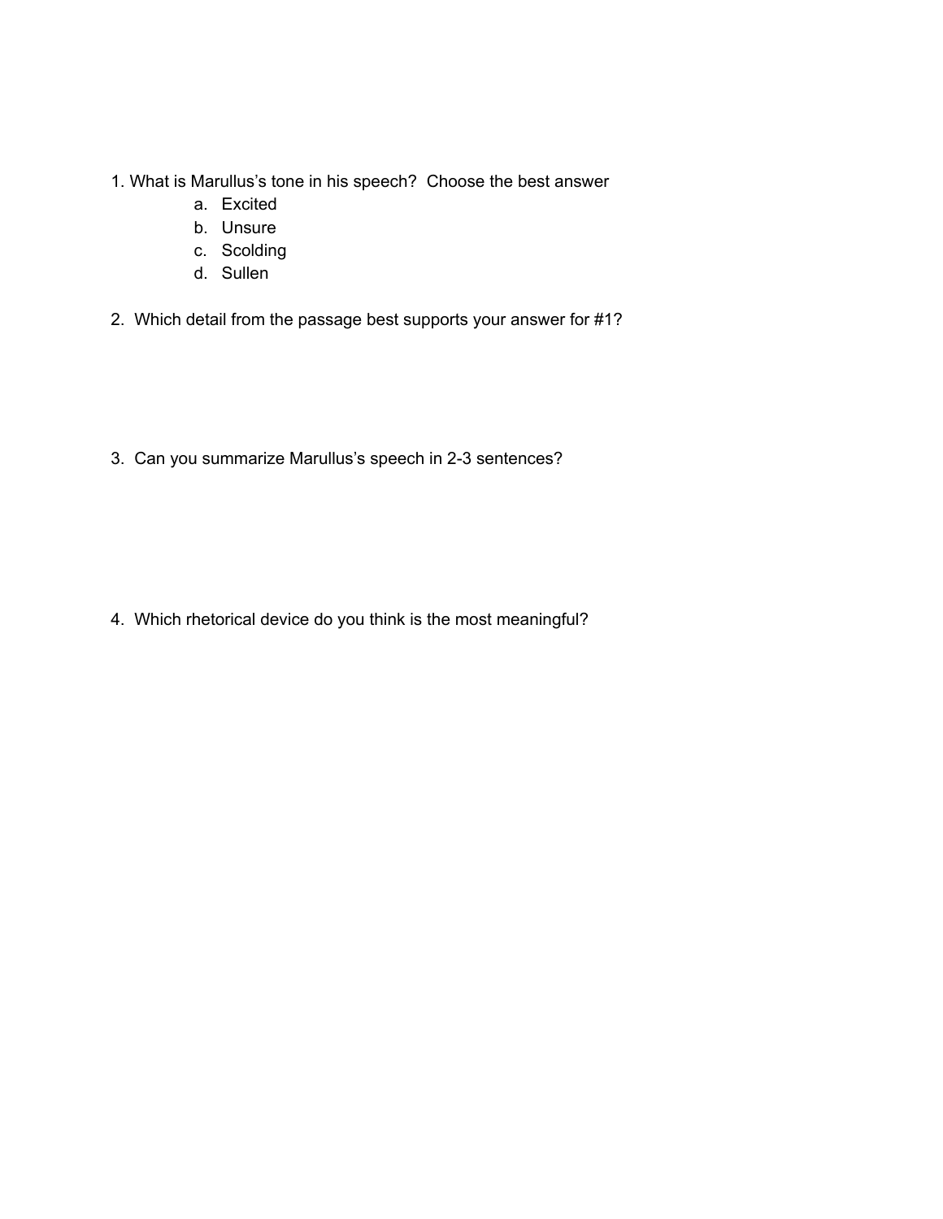1. What is Marullus's tone in his speech? Choose the best answer

   a. Excited
   b. Unsure
   c. Scolding
   d. Sullen

2. Which detail from the passage best supports your answer for #1?

3. Can you summarize Marullus's speech in 2-3 sentences?

4. Which rhetorical device do you think is the most meaningful?